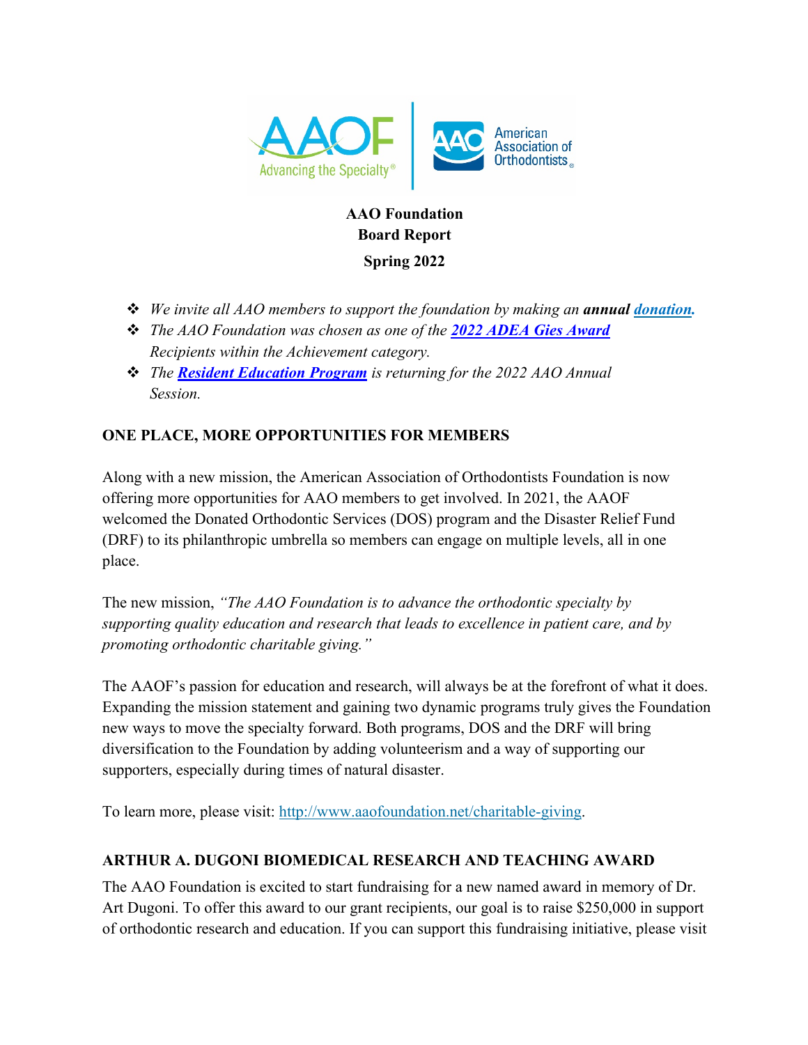**AAO Foundation**
**Board Report**
**Spring 2022**

- *We invite all AAO members to support the foundation by making an **annual** **donation**.*
- *The AAO Foundation was chosen as one of the **2022 ADEA Gies Award** Recipients within the Achievement category.*
- *The **Resident Education Program** is returning for the 2022 AAO Annual Session.*

## ONE PLACE, MORE OPPORTUNITIES FOR MEMBERS

Along with a new mission, the American Association of Orthodontists Foundation is now offering more opportunities for AAO members to get involved. In 2021, the AAOF welcomed the Donated Orthodontic Services (DOS) program and the Disaster Relief Fund (DRF) to its philanthropic umbrella so members can engage on multiple levels, all in one place.

The new mission, *"The AAO Foundation is to advance the orthodontic specialty by supporting quality education and research that leads to excellence in patient care, and by promoting orthodontic charitable giving."*

The AAOF's passion for education and research, will always be at the forefront of what it does. Expanding the mission statement and gaining two dynamic programs truly gives the Foundation new ways to move the specialty forward. Both programs, DOS and the DRF will bring diversification to the Foundation by adding volunteerism and a way of supporting our supporters, especially during times of natural disaster.

To learn more, please visit: http://www.aaofoundation.net/charitable-giving.

## ARTHUR A. DUGONI BIOMEDICAL RESEARCH AND TEACHING AWARD

The AAO Foundation is excited to start fundraising for a new named award in memory of Dr. Art Dugoni. To offer this award to our grant recipients, our goal is to raise $250,000 in support of orthodontic research and education. If you can support this fundraising initiative, please visit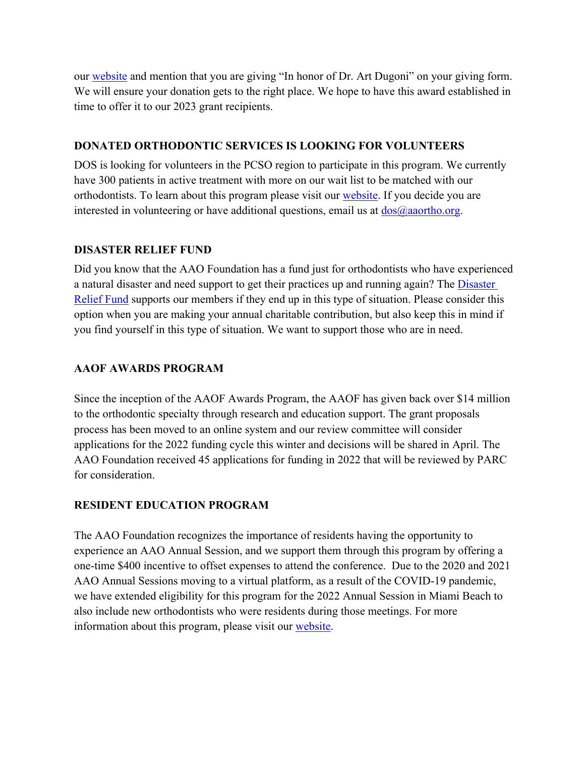our [website](#) and mention that you are giving "In honor of Dr. Art Dugoni" on your giving form. We will ensure your donation gets to the right place. We hope to have this award established in time to offer it to our 2023 grant recipients.

**DONATED ORTHODONTIC SERVICES IS LOOKING FOR VOLUNTEERS**

DOS is looking for volunteers in the PCSO region to participate in this program. We currently have 300 patients in active treatment with more on our wait list to be matched with our orthodontists. To learn about this program please visit our [website](#). If you decide you are interested in volunteering or have additional questions, email us at [dos@aaortho.org](mailto:dos@aaortho.org).

**DISASTER RELIEF FUND**

Did you know that the AAO Foundation has a fund just for orthodontists who have experienced a natural disaster and need support to get their practices up and running again? The [Disaster Relief Fund](#) supports our members if they end up in this type of situation. Please consider this option when you are making your annual charitable contribution, but also keep this in mind if you find yourself in this type of situation. We want to support those who are in need.

**AAOF AWARDS PROGRAM**

Since the inception of the AAOF Awards Program, the AAOF has given back over $14 million to the orthodontic specialty through research and education support. The grant proposals process has been moved to an online system and our review committee will consider applications for the 2022 funding cycle this winter and decisions will be shared in April. The AAO Foundation received 45 applications for funding in 2022 that will be reviewed by PARC for consideration.

**RESIDENT EDUCATION PROGRAM**

The AAO Foundation recognizes the importance of residents having the opportunity to experience an AAO Annual Session, and we support them through this program by offering a one-time $400 incentive to offset expenses to attend the conference. Due to the 2020 and 2021 AAO Annual Sessions moving to a virtual platform, as a result of the COVID-19 pandemic, we have extended eligibility for this program for the 2022 Annual Session in Miami Beach to also include new orthodontists who were residents during those meetings. For more information about this program, please visit our [website](#).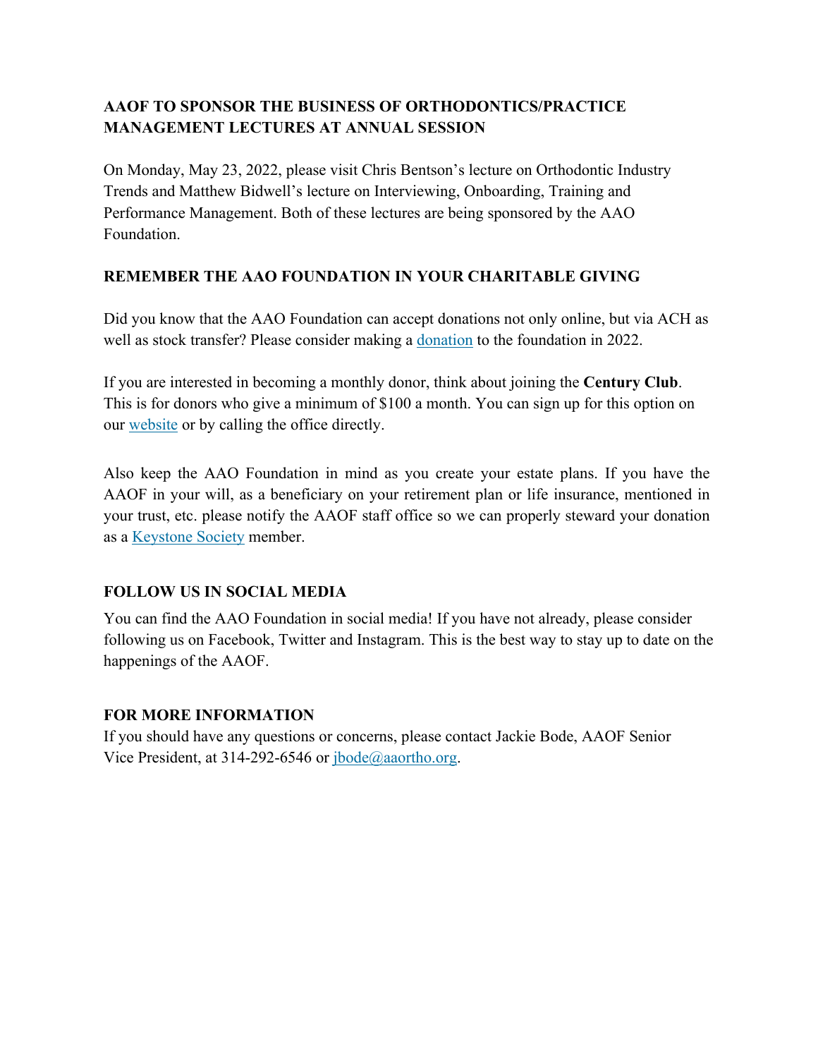## AAOF TO SPONSOR THE BUSINESS OF ORTHODONTICS/PRACTICE MANAGEMENT LECTURES AT ANNUAL SESSION

On Monday, May 23, 2022, please visit Chris Bentson's lecture on Orthodontic Industry Trends and Matthew Bidwell's lecture on Interviewing, Onboarding, Training and Performance Management. Both of these lectures are being sponsored by the AAO Foundation.

## REMEMBER THE AAO FOUNDATION IN YOUR CHARITABLE GIVING

Did you know that the AAO Foundation can accept donations not only online, but via ACH as well as stock transfer? Please consider making a donation to the foundation in 2022.

If you are interested in becoming a monthly donor, think about joining the **Century Club**. This is for donors who give a minimum of $100 a month. You can sign up for this option on our website or by calling the office directly.

Also keep the AAO Foundation in mind as you create your estate plans. If you have the AAOF in your will, as a beneficiary on your retirement plan or life insurance, mentioned in your trust, etc. please notify the AAOF staff office so we can properly steward your donation as a Keystone Society member.

## FOLLOW US IN SOCIAL MEDIA

You can find the AAO Foundation in social media! If you have not already, please consider following us on Facebook, Twitter and Instagram. This is the best way to stay up to date on the happenings of the AAOF.

## FOR MORE INFORMATION

If you should have any questions or concerns, please contact Jackie Bode, AAOF Senior Vice President, at 314-292-6546 or jbode@aaortho.org.